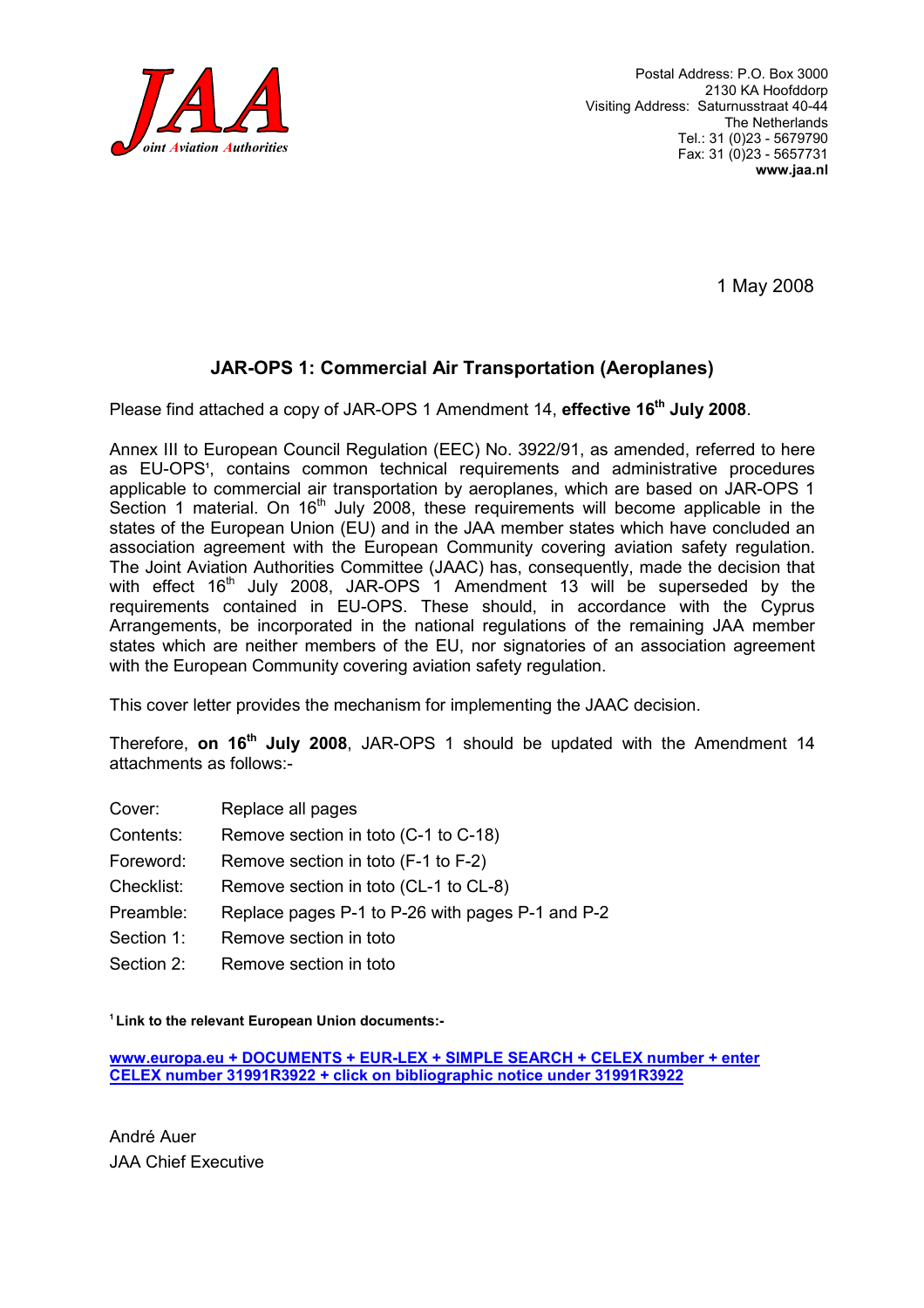JAA
Joint Aviation Authorities

Postal Address: P.O. Box 3000
2130 KA Hoofddorp
Visiting Address: Saturnusstraat 40-44
The Netherlands
Tel.: 31 (0)23 - 5679790
Fax: 31 (0)23 - 5657731
**www.jaa.nl**

1 May 2008

## JAR-OPS 1: Commercial Air Transportation (Aeroplanes)

Please find attached a copy of JAR-OPS 1 Amendment 14, **effective 16th July 2008**.

Annex III to European Council Regulation (EEC) No. 3922/91, as amended, referred to here as EU-OPS[1], contains common technical requirements and administrative procedures applicable to commercial air transportation by aeroplanes, which are based on JAR-OPS 1 Section 1 material. On 16th July 2008, these requirements will become applicable in the states of the European Union (EU) and in the JAA member states which have concluded an association agreement with the European Community covering aviation safety regulation. The Joint Aviation Authorities Committee (JAAC) has, consequently, made the decision that with effect 16th July 2008, JAR-OPS 1 Amendment 13 will be superseded by the requirements contained in EU-OPS. These should, in accordance with the Cyprus Arrangements, be incorporated in the national regulations of the remaining JAA member states which are neither members of the EU, nor signatories of an association agreement with the European Community covering aviation safety regulation.

This cover letter provides the mechanism for implementing the JAAC decision.

Therefore, **on 16th July 2008**, JAR-OPS 1 should be updated with the Amendment 14 attachments as follows:-

| | |
|---|---|
| Cover: | Replace all pages |
| Contents: | Remove section in toto (C-1 to C-18) |
| Foreword: | Remove section in toto (F-1 to F-2) |
| Checklist: | Remove section in toto (CL-1 to CL-8) |
| Preamble: | Replace pages P-1 to P-26 with pages P-1 and P-2 |
| Section 1: | Remove section in toto |
| Section 2: | Remove section in toto |

**[1] Link to the relevant European Union documents:-**

**www.europa.eu + DOCUMENTS + EUR-LEX + SIMPLE SEARCH + CELEX number + enter CELEX number 31991R3922 + click on bibliographic notice under 31991R3922**

André Auer
JAA Chief Executive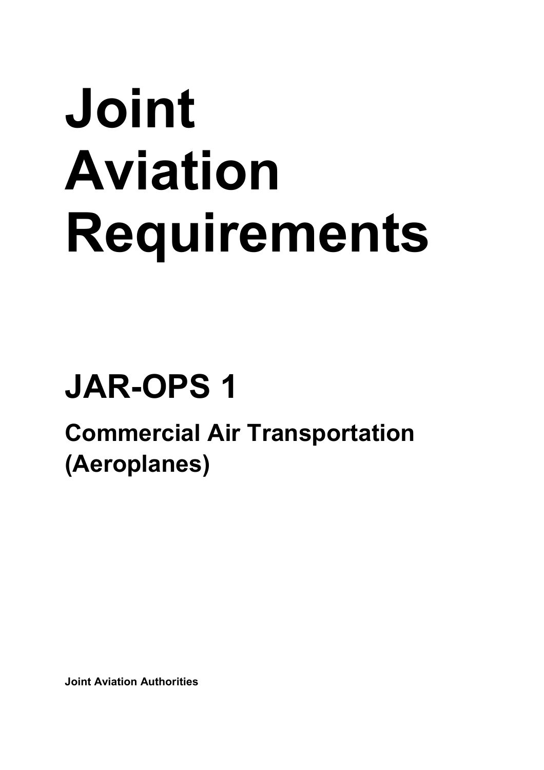# Joint Aviation Requirements

## JAR-OPS 1

### Commercial Air Transportation (Aeroplanes)

**Joint Aviation Authorities**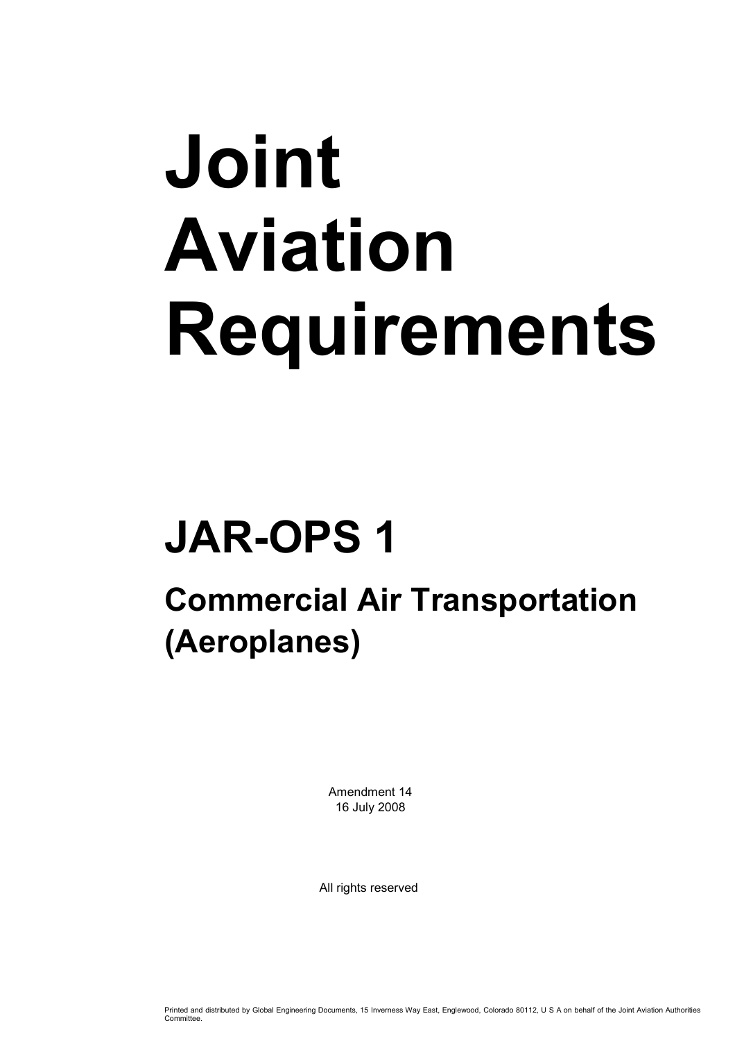# Joint Aviation Requirements

# JAR-OPS 1

## Commercial Air Transportation (Aeroplanes)

Amendment 14
16 July 2008

All rights reserved

Printed and distributed by Global Engineering Documents, 15 Inverness Way East, Englewood, Colorado 80112, U S A on behalf of the Joint Aviation Authorities Committee.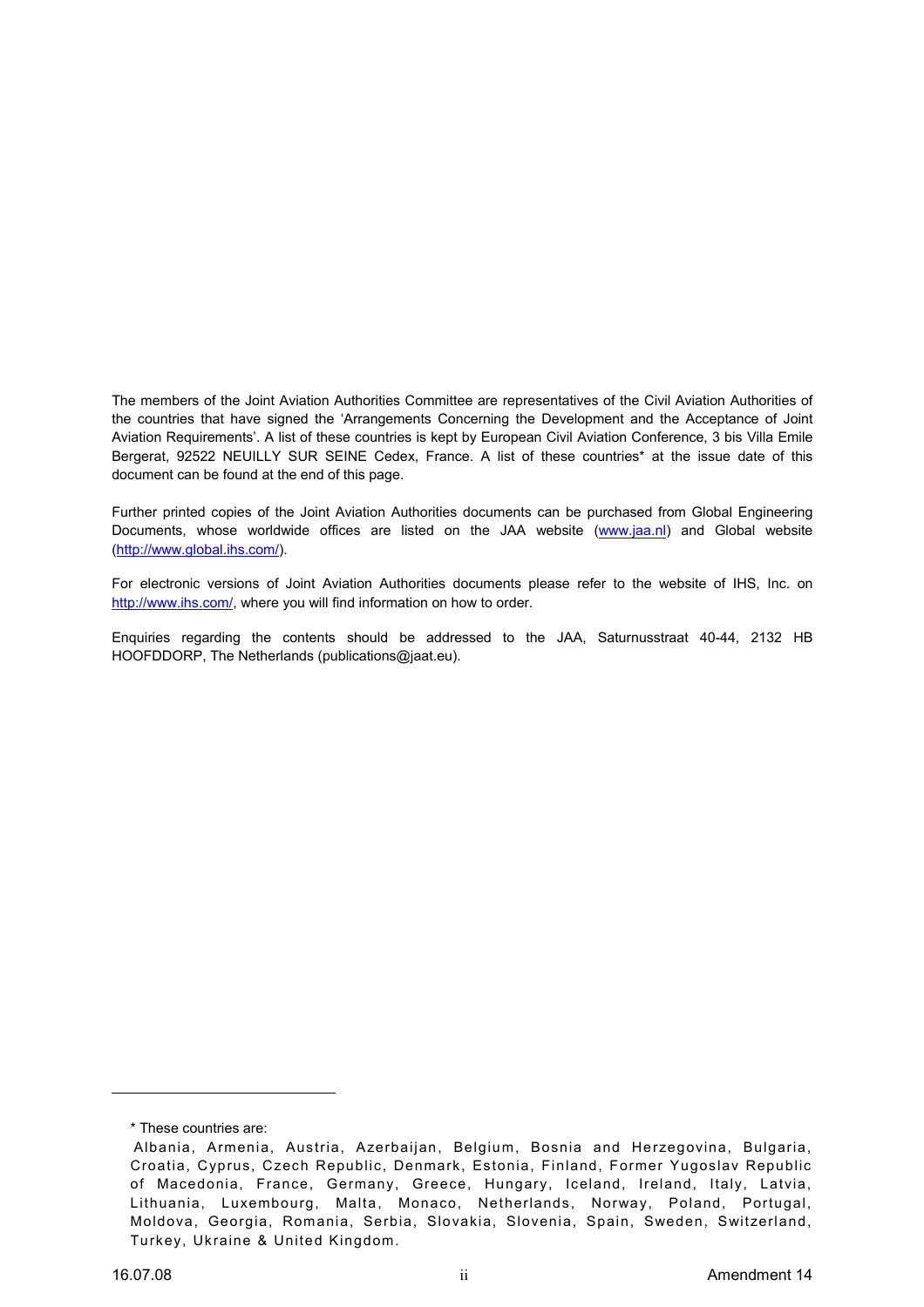The members of the Joint Aviation Authorities Committee are representatives of the Civil Aviation Authorities of the countries that have signed the 'Arrangements Concerning the Development and the Acceptance of Joint Aviation Requirements'. A list of these countries is kept by European Civil Aviation Conference, 3 bis Villa Emile Bergerat, 92522 NEUILLY SUR SEINE Cedex, France. A list of these countries* at the issue date of this document can be found at the end of this page.

Further printed copies of the Joint Aviation Authorities documents can be purchased from Global Engineering Documents, whose worldwide offices are listed on the JAA website (www.jaa.nl) and Global website (http://www.global.ihs.com/).

For electronic versions of Joint Aviation Authorities documents please refer to the website of IHS, Inc. on http://www.ihs.com/, where you will find information on how to order.

Enquiries regarding the contents should be addressed to the JAA, Saturnusstraat 40-44, 2132 HB HOOFDDORP, The Netherlands (publications@jaat.eu).

---

* These countries are:

Albania, Armenia, Austria, Azerbaijan, Belgium, Bosnia and Herzegovina, Bulgaria, Croatia, Cyprus, Czech Republic, Denmark, Estonia, Finland, Former Yugoslav Republic of Macedonia, France, Germany, Greece, Hungary, Iceland, Ireland, Italy, Latvia, Lithuania, Luxembourg, Malta, Monaco, Netherlands, Norway, Poland, Portugal, Moldova, Georgia, Romania, Serbia, Slovakia, Slovenia, Spain, Sweden, Switzerland, Turkey, Ukraine & United Kingdom.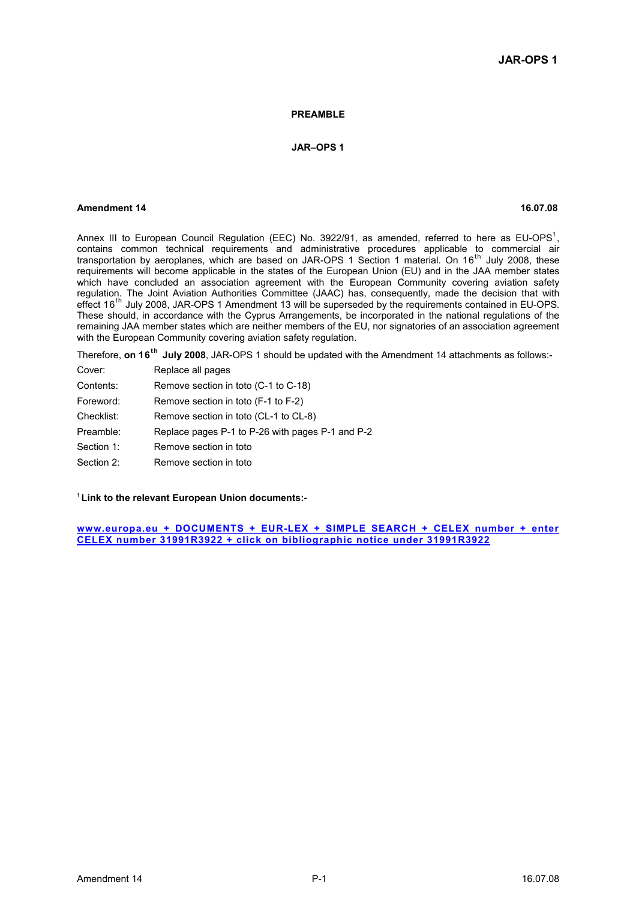# PREAMBLE

## JAR–OPS 1

**Amendment 14** **16.07.08**

Annex III to European Council Regulation (EEC) No. 3922/91, as amended, referred to here as EU-OPS[1], contains common technical requirements and administrative procedures applicable to commercial air transportation by aeroplanes, which are based on JAR-OPS 1 Section 1 material. On 16th July 2008, these requirements will become applicable in the states of the European Union (EU) and in the JAA member states which have concluded an association agreement with the European Community covering aviation safety regulation. The Joint Aviation Authorities Committee (JAAC) has, consequently, made the decision that with effect 16th July 2008, JAR-OPS 1 Amendment 13 will be superseded by the requirements contained in EU-OPS. These should, in accordance with the Cyprus Arrangements, be incorporated in the national regulations of the remaining JAA member states which are neither members of the EU, nor signatories of an association agreement with the European Community covering aviation safety regulation.

Therefore, **on 16th July 2008**, JAR-OPS 1 should be updated with the Amendment 14 attachments as follows:-

| | |
|---|---|
| Cover: | Replace all pages |
| Contents: | Remove section in toto (C-1 to C-18) |
| Foreword: | Remove section in toto (F-1 to F-2) |
| Checklist: | Remove section in toto (CL-1 to CL-8) |
| Preamble: | Replace pages P-1 to P-26 with pages P-1 and P-2 |
| Section 1: | Remove section in toto |
| Section 2: | Remove section in toto |

**[1] Link to the relevant European Union documents:-**

**www.europa.eu + DOCUMENTS + EUR-LEX + SIMPLE SEARCH + CELEX number + enter CELEX number 31991R3922 + click on bibliographic notice under 31991R3922**